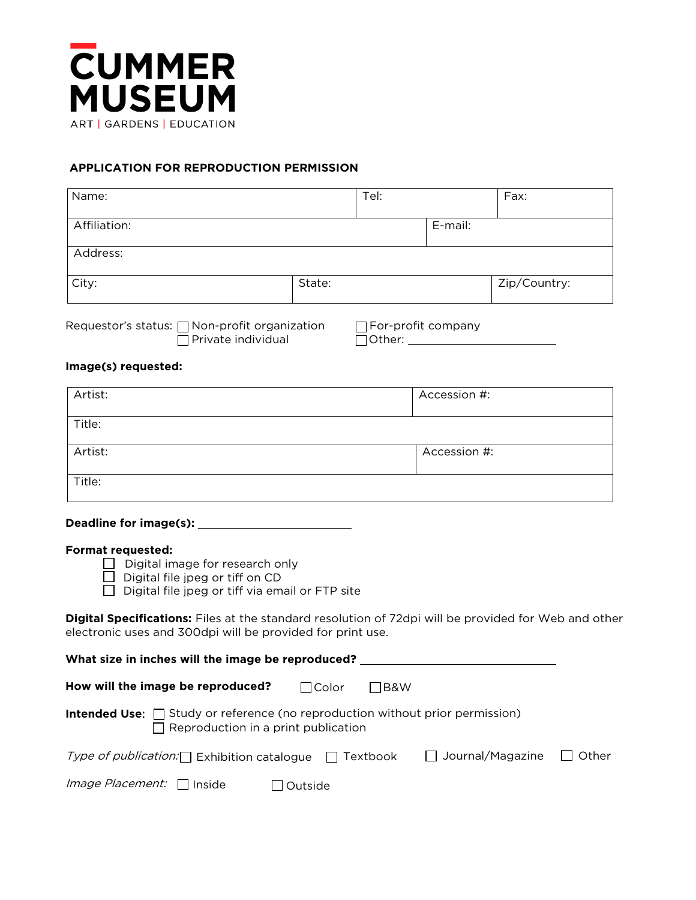# CUMMER MUSEUM

ART | GARDENS | EDUCATION

## APPLICATION FOR REPRODUCTION PERMISSION

| Name: | | Tel: | Fax: |
|---|---|---|---|
| Affiliation: | | E-mail: | |
| Address: | | | |
| City: | State: | | Zip/Country: |

Requestor's status: ☐ Non-profit organization ☐ For-profit company ☐ Private individual ☐ Other: ______________________

**Image(s) requested:**

| Artist: | Accession #: |
|---|---|
| Title: | |
| Artist: | Accession #: |
| Title: | |

**Deadline for image(s):** ______________________

**Format requested:**

- ☐ Digital image for research only
- ☐ Digital file jpeg or tiff on CD
- ☐ Digital file jpeg or tiff via email or FTP site

**Digital Specifications:** Files at the standard resolution of 72dpi will be provided for Web and other electronic uses and 300dpi will be provided for print use.

**What size in inches will the image be reproduced?** ______________________

**How will the image be reproduced?** ☐ Color ☐ B&W

**Intended Use:** ☐ Study or reference (no reproduction without prior permission) ☐ Reproduction in a print publication

*Type of publication:* ☐ Exhibition catalogue ☐ Textbook ☐ Journal/Magazine ☐ Other

*Image Placement:* ☐ Inside ☐ Outside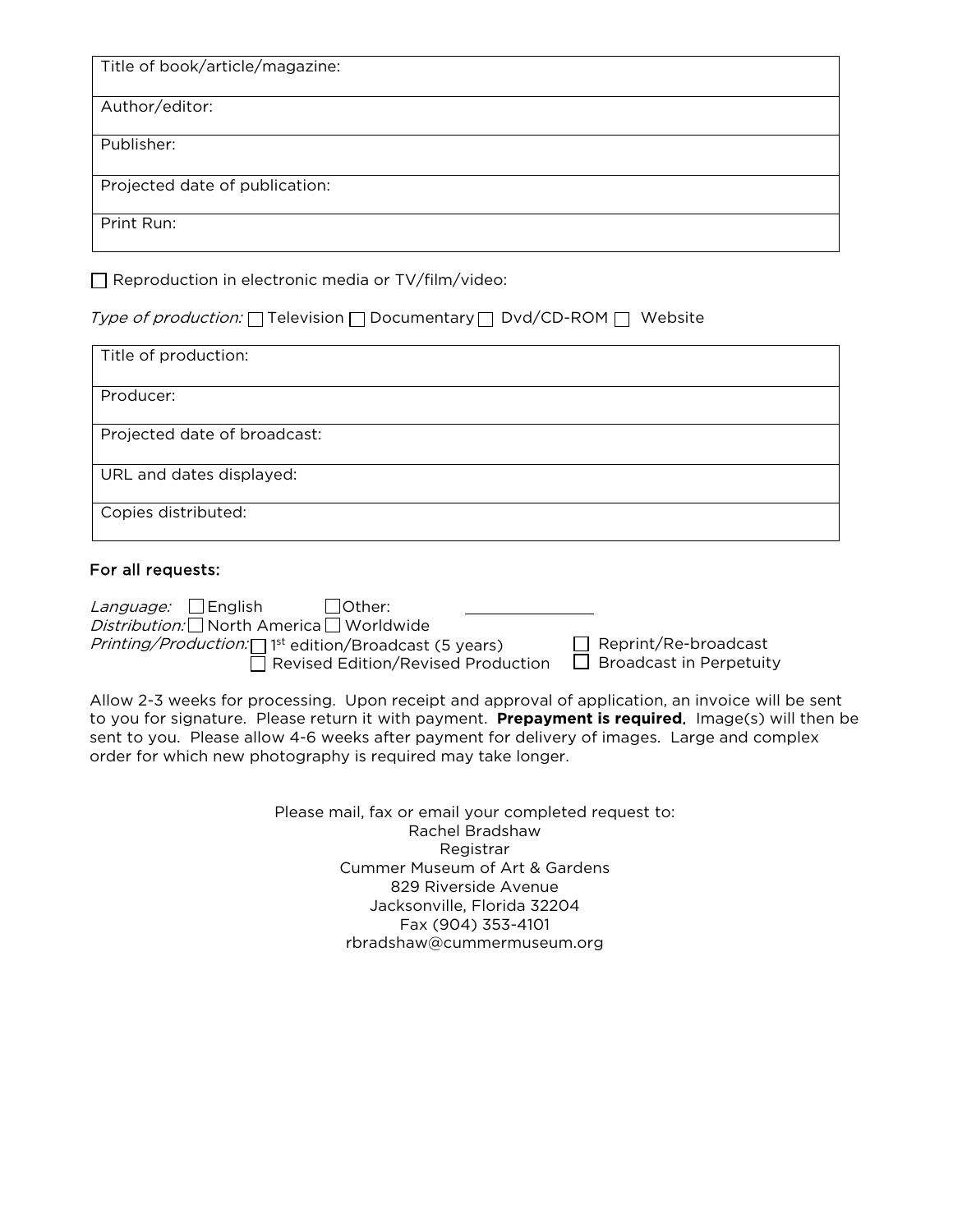| Title of book/article/magazine: |
| --- |
| Author/editor: |
| Publisher: |
| Projected date of publication: |
| Print Run: |

☐ Reproduction in electronic media or TV/film/video:

*Type of production:* ☐ Television ☐ Documentary ☐ Dvd/CD-ROM ☐ Website

| Title of production: |
| --- |
| Producer: |
| Projected date of broadcast: |
| URL and dates displayed: |
| Copies distributed: |

### For all requests:

*Language:* ☐ English ☐ Other: ______________

*Distribution:* ☐ North America ☐ Worldwide

*Printing/Production:* ☐ 1st edition/Broadcast (5 years) ☐ Reprint/Re-broadcast
☐ Revised Edition/Revised Production ☐ Broadcast in Perpetuity

Allow 2-3 weeks for processing. Upon receipt and approval of application, an invoice will be sent to you for signature. Please return it with payment. **Prepayment is required.** Image(s) will then be sent to you. Please allow 4-6 weeks after payment for delivery of images. Large and complex order for which new photography is required may take longer.

Please mail, fax or email your completed request to:
Rachel Bradshaw
Registrar
Cummer Museum of Art & Gardens
829 Riverside Avenue
Jacksonville, Florida 32204
Fax (904) 353-4101
rbradshaw@cummermuseum.org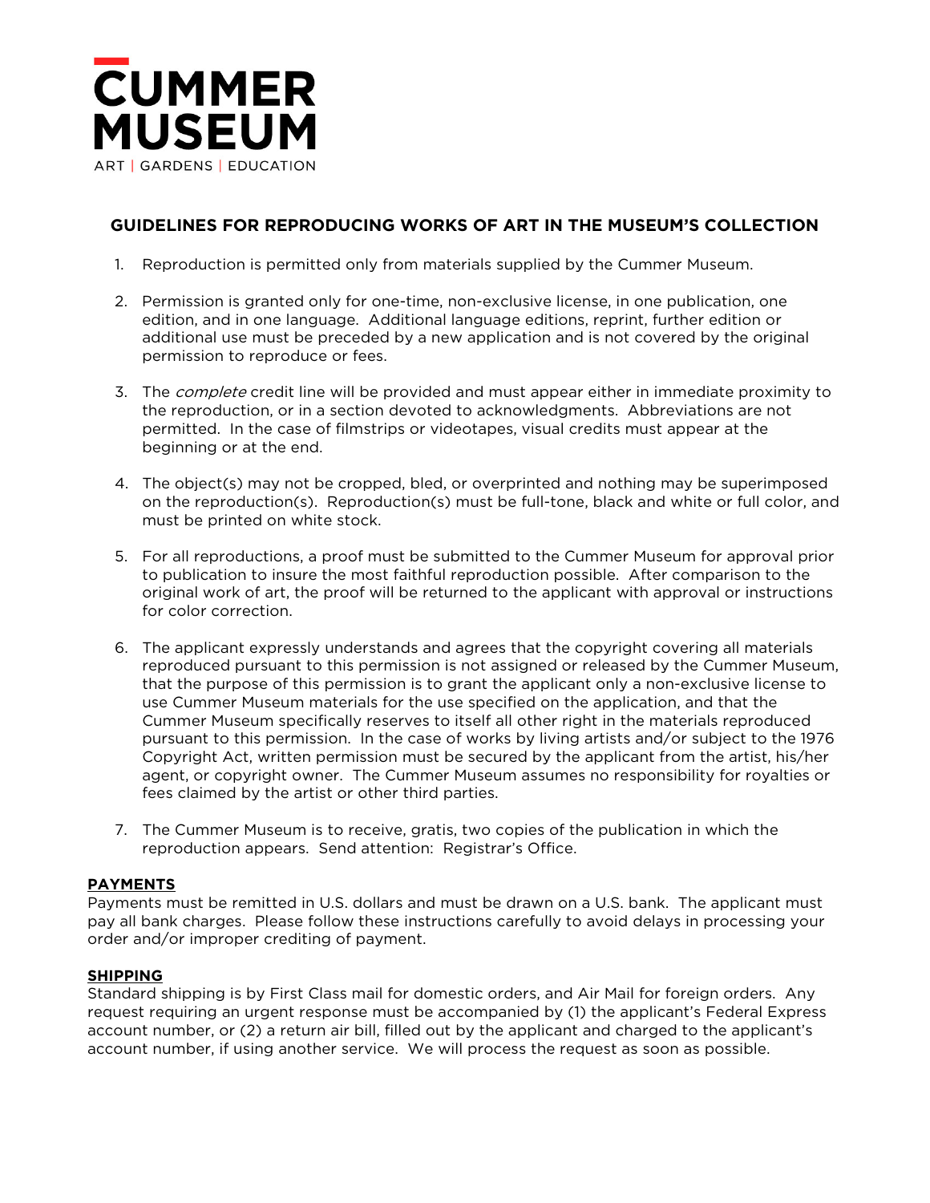CUMMER
MUSEUM
ART | GARDENS | EDUCATION

## GUIDELINES FOR REPRODUCING WORKS OF ART IN THE MUSEUM'S COLLECTION

1. Reproduction is permitted only from materials supplied by the Cummer Museum.

2. Permission is granted only for one-time, non-exclusive license, in one publication, one edition, and in one language. Additional language editions, reprint, further edition or additional use must be preceded by a new application and is not covered by the original permission to reproduce or fees.

3. The *complete* credit line will be provided and must appear either in immediate proximity to the reproduction, or in a section devoted to acknowledgments. Abbreviations are not permitted. In the case of filmstrips or videotapes, visual credits must appear at the beginning or at the end.

4. The object(s) may not be cropped, bled, or overprinted and nothing may be superimposed on the reproduction(s). Reproduction(s) must be full-tone, black and white or full color, and must be printed on white stock.

5. For all reproductions, a proof must be submitted to the Cummer Museum for approval prior to publication to insure the most faithful reproduction possible. After comparison to the original work of art, the proof will be returned to the applicant with approval or instructions for color correction.

6. The applicant expressly understands and agrees that the copyright covering all materials reproduced pursuant to this permission is not assigned or released by the Cummer Museum, that the purpose of this permission is to grant the applicant only a non-exclusive license to use Cummer Museum materials for the use specified on the application, and that the Cummer Museum specifically reserves to itself all other right in the materials reproduced pursuant to this permission. In the case of works by living artists and/or subject to the 1976 Copyright Act, written permission must be secured by the applicant from the artist, his/her agent, or copyright owner. The Cummer Museum assumes no responsibility for royalties or fees claimed by the artist or other third parties.

7. The Cummer Museum is to receive, gratis, two copies of the publication in which the reproduction appears. Send attention: Registrar's Office.

**PAYMENTS**

Payments must be remitted in U.S. dollars and must be drawn on a U.S. bank. The applicant must pay all bank charges. Please follow these instructions carefully to avoid delays in processing your order and/or improper crediting of payment.

**SHIPPING**

Standard shipping is by First Class mail for domestic orders, and Air Mail for foreign orders. Any request requiring an urgent response must be accompanied by (1) the applicant's Federal Express account number, or (2) a return air bill, filled out by the applicant and charged to the applicant's account number, if using another service. We will process the request as soon as possible.